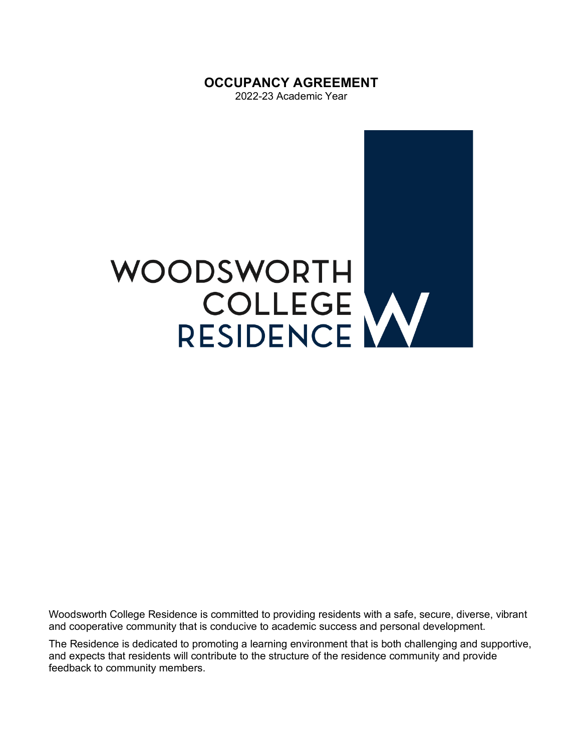# OCCUPANCY AGREEMENT

2022-23 Academic Year

WOODSWORTH COLLEGE RESIDENCE

Woodsworth College Residence is committed to providing residents with a safe, secure, diverse, vibrant and cooperative community that is conducive to academic success and personal development.

The Residence is dedicated to promoting a learning environment that is both challenging and supportive, and expects that residents will contribute to the structure of the residence community and provide feedback to community members.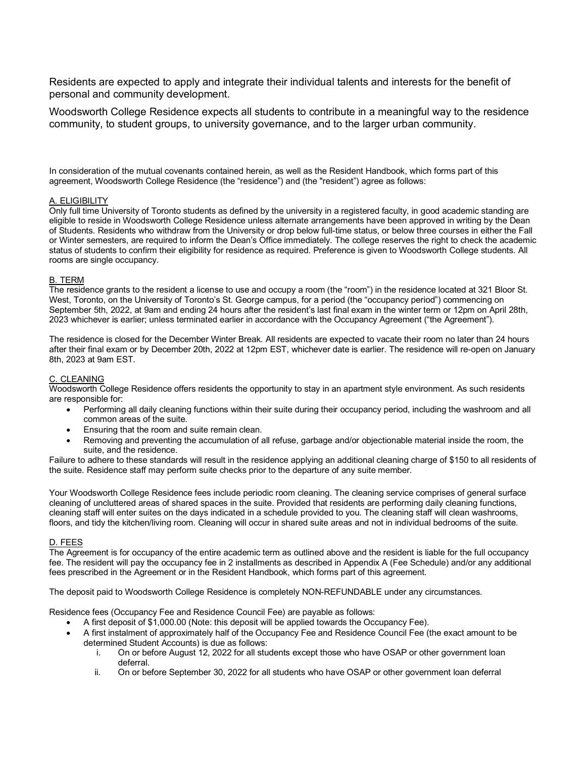Residents are expected to apply and integrate their individual talents and interests for the benefit of personal and community development.

Woodsworth College Residence expects all students to contribute in a meaningful way to the residence community, to student groups, to university governance, and to the larger urban community.

In consideration of the mutual covenants contained herein, as well as the Resident Handbook, which forms part of this agreement, Woodsworth College Residence (the "residence") and (the "resident") agree as follows:

## A. ELIGIBILITY

Only full time University of Toronto students as defined by the university in a registered faculty, in good academic standing are eligible to reside in Woodsworth College Residence unless alternate arrangements have been approved in writing by the Dean of Students. Residents who withdraw from the University or drop below full-time status, or below three courses in either the Fall or Winter semesters, are required to inform the Dean's Office immediately. The college reserves the right to check the academic status of students to confirm their eligibility for residence as required. Preference is given to Woodsworth College students. All rooms are single occupancy.

## B. TERM

The residence grants to the resident a license to use and occupy a room (the "room") in the residence located at 321 Bloor St. West, Toronto, on the University of Toronto's St. George campus, for a period (the "occupancy period") commencing on September 5th, 2022, at 9am and ending 24 hours after the resident's last final exam in the winter term or 12pm on April 28th, 2023 whichever is earlier; unless terminated earlier in accordance with the Occupancy Agreement ("the Agreement").

The residence is closed for the December Winter Break. All residents are expected to vacate their room no later than 24 hours after their final exam or by December 20th, 2022 at 12pm EST, whichever date is earlier. The residence will re-open on January 8th, 2023 at 9am EST.

## C. CLEANING

Woodsworth College Residence offers residents the opportunity to stay in an apartment style environment. As such residents are responsible for:

- Performing all daily cleaning functions within their suite during their occupancy period, including the washroom and all common areas of the suite.
- Ensuring that the room and suite remain clean.
- Removing and preventing the accumulation of all refuse, garbage and/or objectionable material inside the room, the suite, and the residence.

Failure to adhere to these standards will result in the residence applying an additional cleaning charge of $150 to all residents of the suite. Residence staff may perform suite checks prior to the departure of any suite member.

Your Woodsworth College Residence fees include periodic room cleaning. The cleaning service comprises of general surface cleaning of uncluttered areas of shared spaces in the suite. Provided that residents are performing daily cleaning functions, cleaning staff will enter suites on the days indicated in a schedule provided to you. The cleaning staff will clean washrooms, floors, and tidy the kitchen/living room. Cleaning will occur in shared suite areas and not in individual bedrooms of the suite.

## D. FEES

The Agreement is for occupancy of the entire academic term as outlined above and the resident is liable for the full occupancy fee. The resident will pay the occupancy fee in 2 installments as described in Appendix A (Fee Schedule) and/or any additional fees prescribed in the Agreement or in the Resident Handbook, which forms part of this agreement.

The deposit paid to Woodsworth College Residence is completely NON-REFUNDABLE under any circumstances.

Residence fees (Occupancy Fee and Residence Council Fee) are payable as follows:

- A first deposit of $1,000.00 (Note: this deposit will be applied towards the Occupancy Fee).
- A first instalment of approximately half of the Occupancy Fee and Residence Council Fee (the exact amount to be determined Student Accounts) is due as follows:
    i. On or before August 12, 2022 for all students except those who have OSAP or other government loan deferral.
    ii. On or before September 30, 2022 for all students who have OSAP or other government loan deferral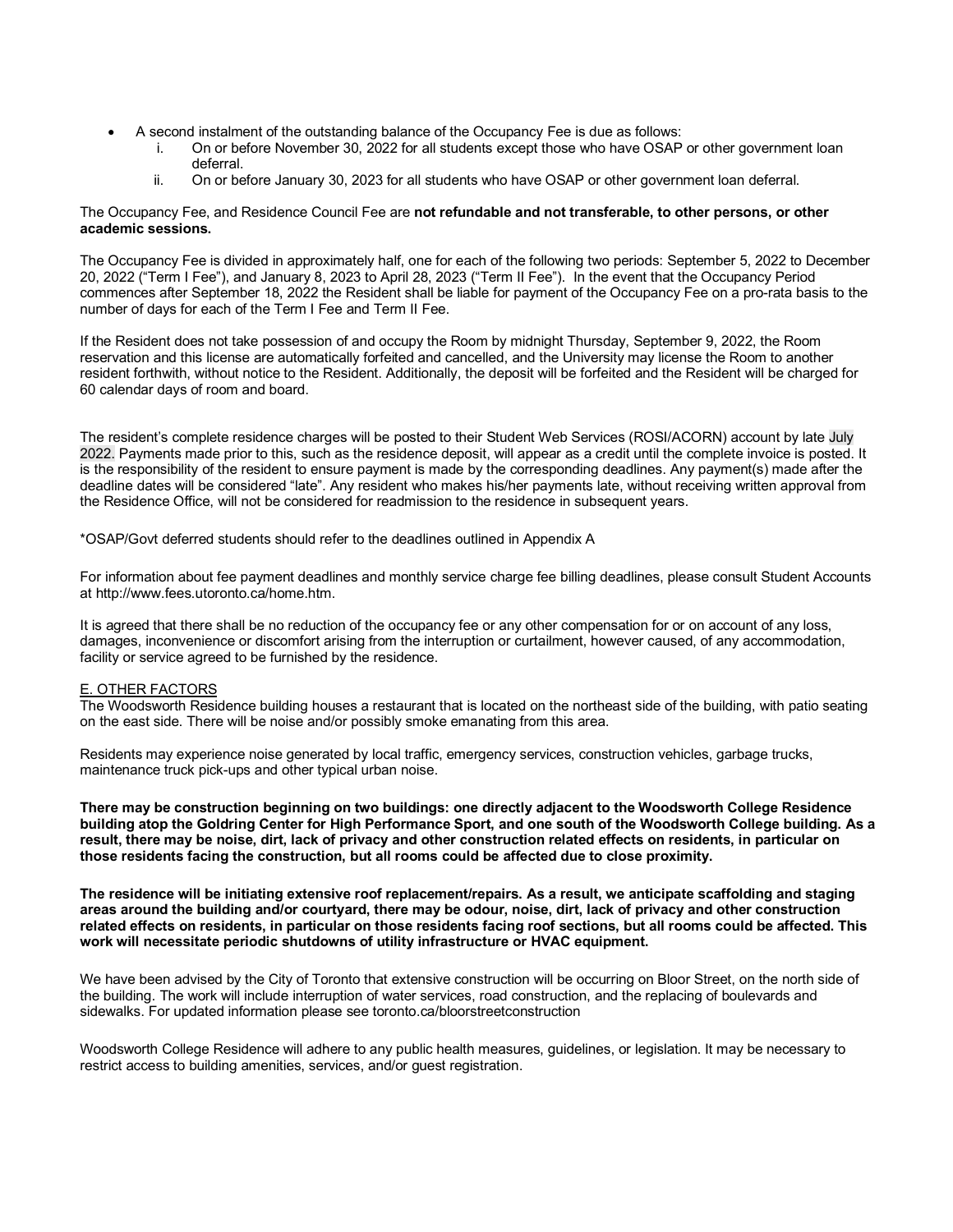- A second instalment of the outstanding balance of the Occupancy Fee is due as follows:
    1. On or before November 30, 2022 for all students except those who have OSAP or other government loan deferral.
    2. On or before January 30, 2023 for all students who have OSAP or other government loan deferral.

The Occupancy Fee, and Residence Council Fee are **not refundable and not transferable, to other persons, or other academic sessions.**

The Occupancy Fee is divided in approximately half, one for each of the following two periods: September 5, 2022 to December 20, 2022 ("Term I Fee"), and January 8, 2023 to April 28, 2023 ("Term II Fee"). In the event that the Occupancy Period commences after September 18, 2022 the Resident shall be liable for payment of the Occupancy Fee on a pro-rata basis to the number of days for each of the Term I Fee and Term II Fee.

If the Resident does not take possession of and occupy the Room by midnight Thursday, September 9, 2022, the Room reservation and this license are automatically forfeited and cancelled, and the University may license the Room to another resident forthwith, without notice to the Resident. Additionally, the deposit will be forfeited and the Resident will be charged for 60 calendar days of room and board.

The resident's complete residence charges will be posted to their Student Web Services (ROSI/ACORN) account by late July 2022. Payments made prior to this, such as the residence deposit, will appear as a credit until the complete invoice is posted. It is the responsibility of the resident to ensure payment is made by the corresponding deadlines. Any payment(s) made after the deadline dates will be considered "late". Any resident who makes his/her payments late, without receiving written approval from the Residence Office, will not be considered for readmission to the residence in subsequent years.

*OSAP/Govt deferred students should refer to the deadlines outlined in Appendix A

For information about fee payment deadlines and monthly service charge fee billing deadlines, please consult Student Accounts at http://www.fees.utoronto.ca/home.htm.

It is agreed that there shall be no reduction of the occupancy fee or any other compensation for or on account of any loss, damages, inconvenience or discomfort arising from the interruption or curtailment, however caused, of any accommodation, facility or service agreed to be furnished by the residence.

## E. OTHER FACTORS

The Woodsworth Residence building houses a restaurant that is located on the northeast side of the building, with patio seating on the east side. There will be noise and/or possibly smoke emanating from this area.

Residents may experience noise generated by local traffic, emergency services, construction vehicles, garbage trucks, maintenance truck pick-ups and other typical urban noise.

**There may be construction beginning on two buildings: one directly adjacent to the Woodsworth College Residence building atop the Goldring Center for High Performance Sport, and one south of the Woodsworth College building. As a result, there may be noise, dirt, lack of privacy and other construction related effects on residents, in particular on those residents facing the construction, but all rooms could be affected due to close proximity.**

**The residence will be initiating extensive roof replacement/repairs. As a result, we anticipate scaffolding and staging areas around the building and/or courtyard, there may be odour, noise, dirt, lack of privacy and other construction related effects on residents, in particular on those residents facing roof sections, but all rooms could be affected. This work will necessitate periodic shutdowns of utility infrastructure or HVAC equipment.**

We have been advised by the City of Toronto that extensive construction will be occurring on Bloor Street, on the north side of the building. The work will include interruption of water services, road construction, and the replacing of boulevards and sidewalks. For updated information please see toronto.ca/bloorstreetconstruction

Woodsworth College Residence will adhere to any public health measures, guidelines, or legislation. It may be necessary to restrict access to building amenities, services, and/or guest registration.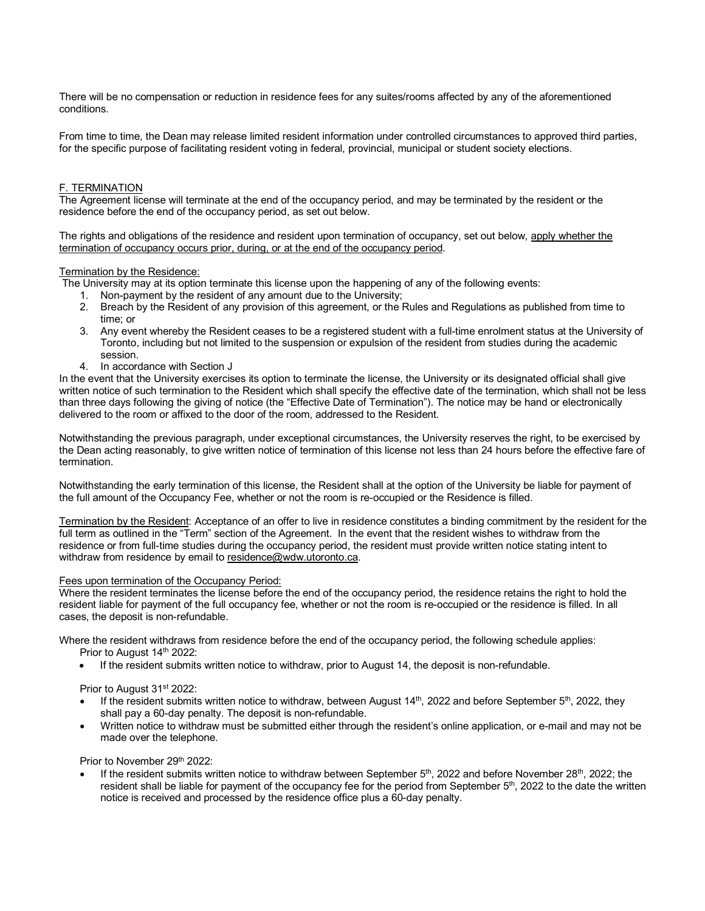There will be no compensation or reduction in residence fees for any suites/rooms affected by any of the aforementioned conditions.

From time to time, the Dean may release limited resident information under controlled circumstances to approved third parties, for the specific purpose of facilitating resident voting in federal, provincial, municipal or student society elections.

## F. TERMINATION

The Agreement license will terminate at the end of the occupancy period, and may be terminated by the resident or the residence before the end of the occupancy period, as set out below.

The rights and obligations of the residence and resident upon termination of occupancy, set out below, apply whether the termination of occupancy occurs prior, during, or at the end of the occupancy period.

Termination by the Residence:

The University may at its option terminate this license upon the happening of any of the following events:

1. Non-payment by the resident of any amount due to the University;
2. Breach by the Resident of any provision of this agreement, or the Rules and Regulations as published from time to time; or
3. Any event whereby the Resident ceases to be a registered student with a full-time enrolment status at the University of Toronto, including but not limited to the suspension or expulsion of the resident from studies during the academic session.
4. In accordance with Section J

In the event that the University exercises its option to terminate the license, the University or its designated official shall give written notice of such termination to the Resident which shall specify the effective date of the termination, which shall not be less than three days following the giving of notice (the "Effective Date of Termination"). The notice may be hand or electronically delivered to the room or affixed to the door of the room, addressed to the Resident.

Notwithstanding the previous paragraph, under exceptional circumstances, the University reserves the right, to be exercised by the Dean acting reasonably, to give written notice of termination of this license not less than 24 hours before the effective fare of termination.

Notwithstanding the early termination of this license, the Resident shall at the option of the University be liable for payment of the full amount of the Occupancy Fee, whether or not the room is re-occupied or the Residence is filled.

Termination by the Resident: Acceptance of an offer to live in residence constitutes a binding commitment by the resident for the full term as outlined in the "Term" section of the Agreement. In the event that the resident wishes to withdraw from the residence or from full-time studies during the occupancy period, the resident must provide written notice stating intent to withdraw from residence by email to residence@wdw.utoronto.ca.

Fees upon termination of the Occupancy Period:

Where the resident terminates the license before the end of the occupancy period, the residence retains the right to hold the resident liable for payment of the full occupancy fee, whether or not the room is re-occupied or the residence is filled. In all cases, the deposit is non-refundable.

Where the resident withdraws from residence before the end of the occupancy period, the following schedule applies:

Prior to August 14th 2022:

- If the resident submits written notice to withdraw, prior to August 14, the deposit is non-refundable.

Prior to August 31st 2022:

- If the resident submits written notice to withdraw, between August 14th, 2022 and before September 5th, 2022, they shall pay a 60-day penalty. The deposit is non-refundable.
- Written notice to withdraw must be submitted either through the resident's online application, or e-mail and may not be made over the telephone.

Prior to November 29th 2022:

- If the resident submits written notice to withdraw between September 5th, 2022 and before November 28th, 2022; the resident shall be liable for payment of the occupancy fee for the period from September 5th, 2022 to the date the written notice is received and processed by the residence office plus a 60-day penalty.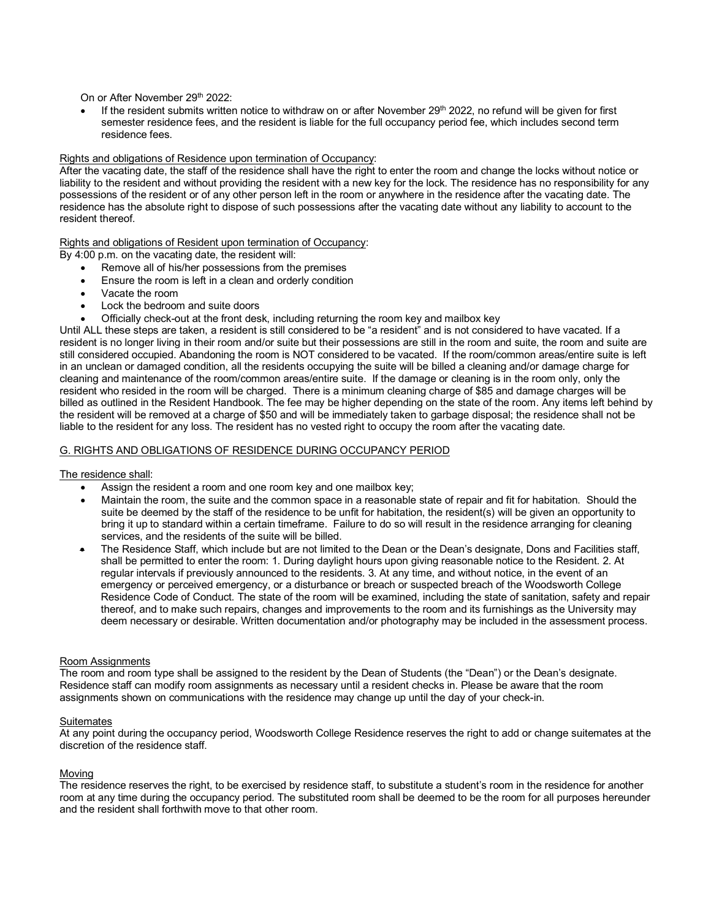On or After November 29th 2022:

- If the resident submits written notice to withdraw on or after November 29th 2022, no refund will be given for first semester residence fees, and the resident is liable for the full occupancy period fee, which includes second term residence fees.

Rights and obligations of Residence upon termination of Occupancy:

After the vacating date, the staff of the residence shall have the right to enter the room and change the locks without notice or liability to the resident and without providing the resident with a new key for the lock. The residence has no responsibility for any possessions of the resident or of any other person left in the room or anywhere in the residence after the vacating date. The residence has the absolute right to dispose of such possessions after the vacating date without any liability to account to the resident thereof.

Rights and obligations of Resident upon termination of Occupancy:

By 4:00 p.m. on the vacating date, the resident will:

- Remove all of his/her possessions from the premises
- Ensure the room is left in a clean and orderly condition
- Vacate the room
- Lock the bedroom and suite doors
- Officially check-out at the front desk, including returning the room key and mailbox key

Until ALL these steps are taken, a resident is still considered to be "a resident" and is not considered to have vacated. If a resident is no longer living in their room and/or suite but their possessions are still in the room and suite, the room and suite are still considered occupied. Abandoning the room is NOT considered to be vacated. If the room/common areas/entire suite is left in an unclean or damaged condition, all the residents occupying the suite will be billed a cleaning and/or damage charge for cleaning and maintenance of the room/common areas/entire suite. If the damage or cleaning is in the room only, only the resident who resided in the room will be charged. There is a minimum cleaning charge of $85 and damage charges will be billed as outlined in the Resident Handbook. The fee may be higher depending on the state of the room. Any items left behind by the resident will be removed at a charge of $50 and will be immediately taken to garbage disposal; the residence shall not be liable to the resident for any loss. The resident has no vested right to occupy the room after the vacating date.

## G. RIGHTS AND OBLIGATIONS OF RESIDENCE DURING OCCUPANCY PERIOD

The residence shall:

- Assign the resident a room and one room key and one mailbox key;
- Maintain the room, the suite and the common space in a reasonable state of repair and fit for habitation. Should the suite be deemed by the staff of the residence to be unfit for habitation, the resident(s) will be given an opportunity to bring it up to standard within a certain timeframe. Failure to do so will result in the residence arranging for cleaning services, and the residents of the suite will be billed.
- The Residence Staff, which include but are not limited to the Dean or the Dean's designate, Dons and Facilities staff, shall be permitted to enter the room: 1. During daylight hours upon giving reasonable notice to the Resident. 2. At regular intervals if previously announced to the residents. 3. At any time, and without notice, in the event of an emergency or perceived emergency, or a disturbance or breach or suspected breach of the Woodsworth College Residence Code of Conduct. The state of the room will be examined, including the state of sanitation, safety and repair thereof, and to make such repairs, changes and improvements to the room and its furnishings as the University may deem necessary or desirable. Written documentation and/or photography may be included in the assessment process.

Room Assignments

The room and room type shall be assigned to the resident by the Dean of Students (the "Dean") or the Dean's designate. Residence staff can modify room assignments as necessary until a resident checks in. Please be aware that the room assignments shown on communications with the residence may change up until the day of your check-in.

Suitemates

At any point during the occupancy period, Woodsworth College Residence reserves the right to add or change suitemates at the discretion of the residence staff.

Moving

The residence reserves the right, to be exercised by residence staff, to substitute a student's room in the residence for another room at any time during the occupancy period. The substituted room shall be deemed to be the room for all purposes hereunder and the resident shall forthwith move to that other room.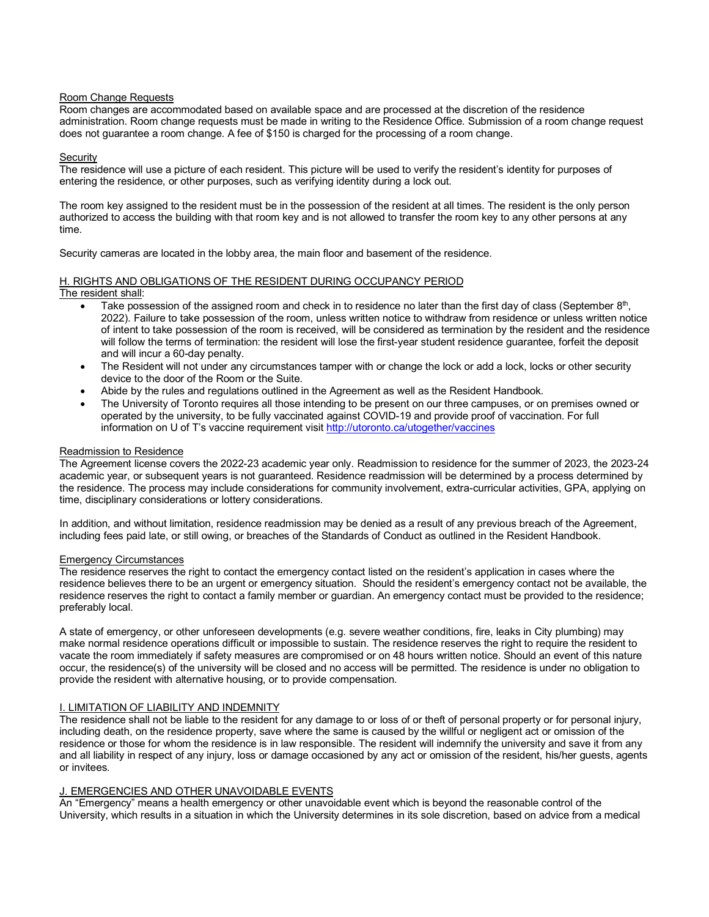Room Change Requests

Room changes are accommodated based on available space and are processed at the discretion of the residence administration. Room change requests must be made in writing to the Residence Office. Submission of a room change request does not guarantee a room change. A fee of $150 is charged for the processing of a room change.

Security

The residence will use a picture of each resident. This picture will be used to verify the resident's identity for purposes of entering the residence, or other purposes, such as verifying identity during a lock out.

The room key assigned to the resident must be in the possession of the resident at all times. The resident is the only person authorized to access the building with that room key and is not allowed to transfer the room key to any other persons at any time.

Security cameras are located in the lobby area, the main floor and basement of the residence.

## H. RIGHTS AND OBLIGATIONS OF THE RESIDENT DURING OCCUPANCY PERIOD

The resident shall:

- Take possession of the assigned room and check in to residence no later than the first day of class (September 8th, 2022). Failure to take possession of the room, unless written notice to withdraw from residence or unless written notice of intent to take possession of the room is received, will be considered as termination by the resident and the residence will follow the terms of termination: the resident will lose the first-year student residence guarantee, forfeit the deposit and will incur a 60-day penalty.
- The Resident will not under any circumstances tamper with or change the lock or add a lock, locks or other security device to the door of the Room or the Suite.
- Abide by the rules and regulations outlined in the Agreement as well as the Resident Handbook.
- The University of Toronto requires all those intending to be present on our three campuses, or on premises owned or operated by the university, to be fully vaccinated against COVID-19 and provide proof of vaccination. For full information on U of T's vaccine requirement visit http://utoronto.ca/utogether/vaccines

Readmission to Residence

The Agreement license covers the 2022-23 academic year only. Readmission to residence for the summer of 2023, the 2023-24 academic year, or subsequent years is not guaranteed. Residence readmission will be determined by a process determined by the residence. The process may include considerations for community involvement, extra-curricular activities, GPA, applying on time, disciplinary considerations or lottery considerations.

In addition, and without limitation, residence readmission may be denied as a result of any previous breach of the Agreement, including fees paid late, or still owing, or breaches of the Standards of Conduct as outlined in the Resident Handbook.

Emergency Circumstances

The residence reserves the right to contact the emergency contact listed on the resident's application in cases where the residence believes there to be an urgent or emergency situation. Should the resident's emergency contact not be available, the residence reserves the right to contact a family member or guardian. An emergency contact must be provided to the residence; preferably local.

A state of emergency, or other unforeseen developments (e.g. severe weather conditions, fire, leaks in City plumbing) may make normal residence operations difficult or impossible to sustain. The residence reserves the right to require the resident to vacate the room immediately if safety measures are compromised or on 48 hours written notice. Should an event of this nature occur, the residence(s) of the university will be closed and no access will be permitted. The residence is under no obligation to provide the resident with alternative housing, or to provide compensation.

## I. LIMITATION OF LIABILITY AND INDEMNITY

The residence shall not be liable to the resident for any damage to or loss of or theft of personal property or for personal injury, including death, on the residence property, save where the same is caused by the willful or negligent act or omission of the residence or those for whom the residence is in law responsible. The resident will indemnify the university and save it from any and all liability in respect of any injury, loss or damage occasioned by any act or omission of the resident, his/her guests, agents or invitees.

## J. EMERGENCIES AND OTHER UNAVOIDABLE EVENTS

An "Emergency" means a health emergency or other unavoidable event which is beyond the reasonable control of the University, which results in a situation in which the University determines in its sole discretion, based on advice from a medical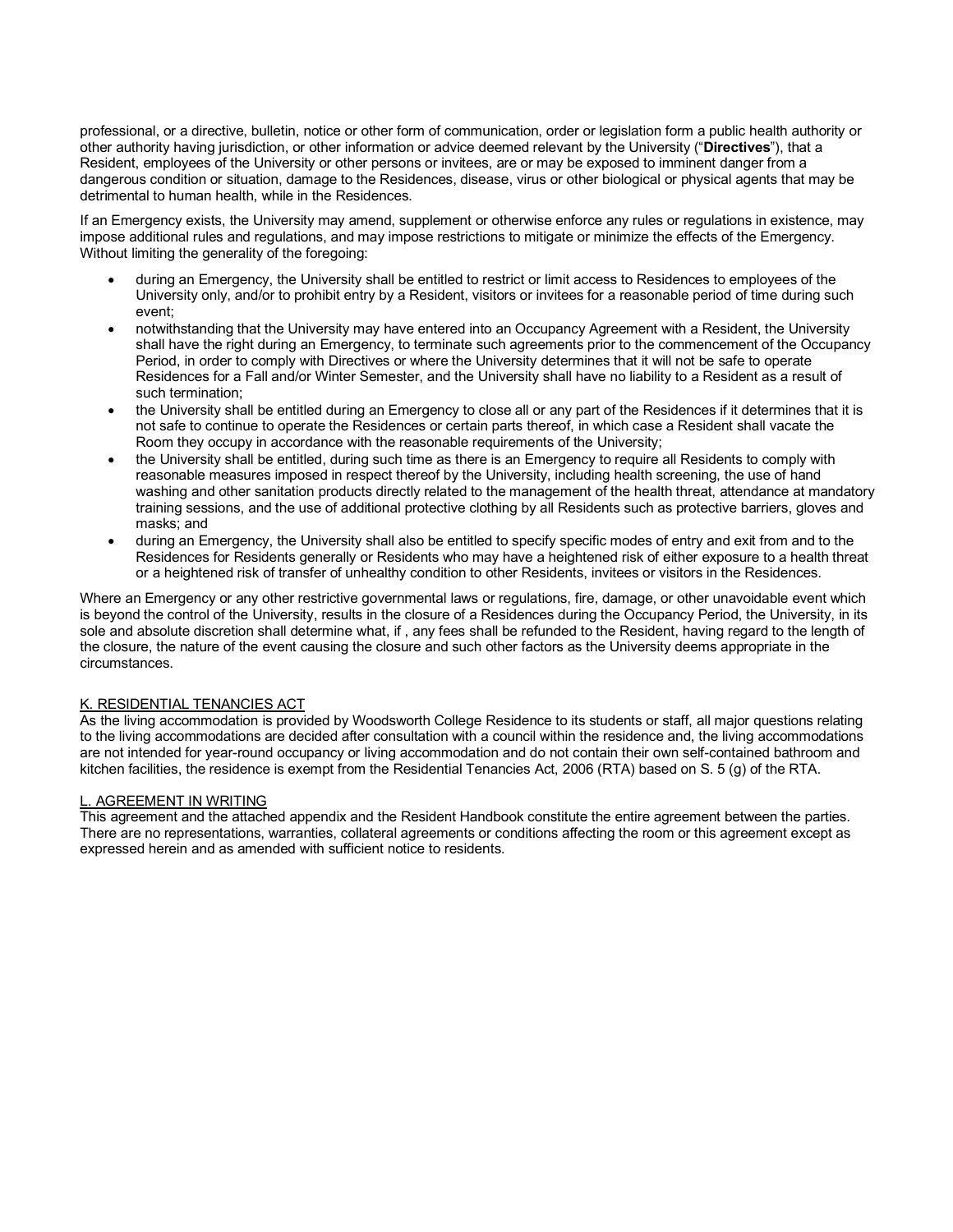professional, or a directive, bulletin, notice or other form of communication, order or legislation form a public health authority or other authority having jurisdiction, or other information or advice deemed relevant by the University ("**Directives**"), that a Resident, employees of the University or other persons or invitees, are or may be exposed to imminent danger from a dangerous condition or situation, damage to the Residences, disease, virus or other biological or physical agents that may be detrimental to human health, while in the Residences.

If an Emergency exists, the University may amend, supplement or otherwise enforce any rules or regulations in existence, may impose additional rules and regulations, and may impose restrictions to mitigate or minimize the effects of the Emergency. Without limiting the generality of the foregoing:

- during an Emergency, the University shall be entitled to restrict or limit access to Residences to employees of the University only, and/or to prohibit entry by a Resident, visitors or invitees for a reasonable period of time during such event;
- notwithstanding that the University may have entered into an Occupancy Agreement with a Resident, the University shall have the right during an Emergency, to terminate such agreements prior to the commencement of the Occupancy Period, in order to comply with Directives or where the University determines that it will not be safe to operate Residences for a Fall and/or Winter Semester, and the University shall have no liability to a Resident as a result of such termination;
- the University shall be entitled during an Emergency to close all or any part of the Residences if it determines that it is not safe to continue to operate the Residences or certain parts thereof, in which case a Resident shall vacate the Room they occupy in accordance with the reasonable requirements of the University;
- the University shall be entitled, during such time as there is an Emergency to require all Residents to comply with reasonable measures imposed in respect thereof by the University, including health screening, the use of hand washing and other sanitation products directly related to the management of the health threat, attendance at mandatory training sessions, and the use of additional protective clothing by all Residents such as protective barriers, gloves and masks; and
- during an Emergency, the University shall also be entitled to specify specific modes of entry and exit from and to the Residences for Residents generally or Residents who may have a heightened risk of either exposure to a health threat or a heightened risk of transfer of unhealthy condition to other Residents, invitees or visitors in the Residences.

Where an Emergency or any other restrictive governmental laws or regulations, fire, damage, or other unavoidable event which is beyond the control of the University, results in the closure of a Residences during the Occupancy Period, the University, in its sole and absolute discretion shall determine what, if , any fees shall be refunded to the Resident, having regard to the length of the closure, the nature of the event causing the closure and such other factors as the University deems appropriate in the circumstances.

## K. RESIDENTIAL TENANCIES ACT

As the living accommodation is provided by Woodsworth College Residence to its students or staff, all major questions relating to the living accommodations are decided after consultation with a council within the residence and, the living accommodations are not intended for year-round occupancy or living accommodation and do not contain their own self-contained bathroom and kitchen facilities, the residence is exempt from the Residential Tenancies Act, 2006 (RTA) based on S. 5 (g) of the RTA.

## L. AGREEMENT IN WRITING

This agreement and the attached appendix and the Resident Handbook constitute the entire agreement between the parties. There are no representations, warranties, collateral agreements or conditions affecting the room or this agreement except as expressed herein and as amended with sufficient notice to residents.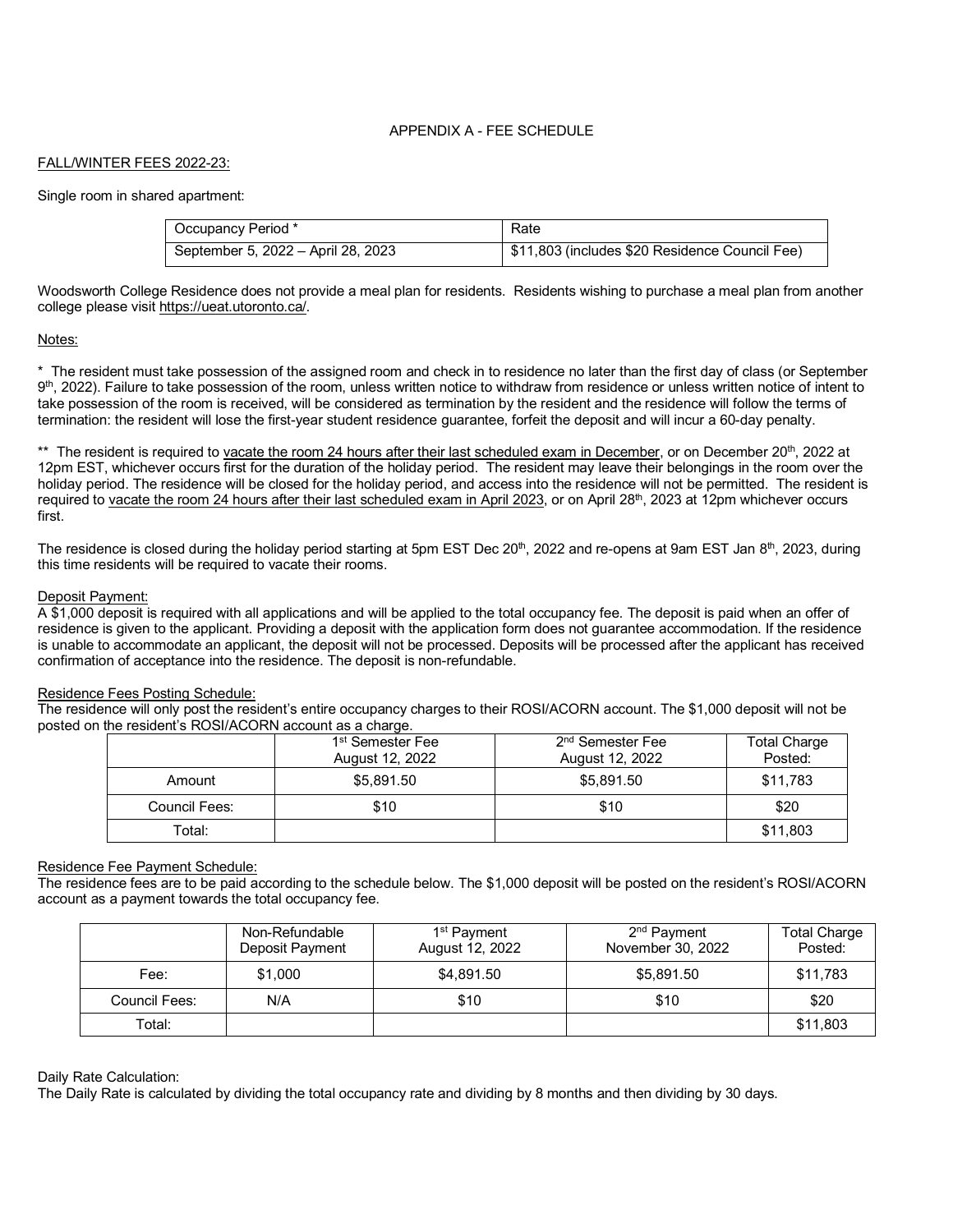APPENDIX A - FEE SCHEDULE

FALL/WINTER FEES 2022-23:

Single room in shared apartment:

| Occupancy Period * | Rate |
|---|---|
| September 5, 2022 – April 28, 2023 | $11,803 (includes $20 Residence Council Fee) |

Woodsworth College Residence does not provide a meal plan for residents. Residents wishing to purchase a meal plan from another college please visit https://ueat.utoronto.ca/.

Notes:

* The resident must take possession of the assigned room and check in to residence no later than the first day of class (or September 9th, 2022). Failure to take possession of the room, unless written notice to withdraw from residence or unless written notice of intent to take possession of the room is received, will be considered as termination by the resident and the residence will follow the terms of termination: the resident will lose the first-year student residence guarantee, forfeit the deposit and will incur a 60-day penalty.

** The resident is required to vacate the room 24 hours after their last scheduled exam in December, or on December 20th, 2022 at 12pm EST, whichever occurs first for the duration of the holiday period. The resident may leave their belongings in the room over the holiday period. The residence will be closed for the holiday period, and access into the residence will not be permitted. The resident is required to vacate the room 24 hours after their last scheduled exam in April 2023, or on April 28th, 2023 at 12pm whichever occurs first.

The residence is closed during the holiday period starting at 5pm EST Dec 20th, 2022 and re-opens at 9am EST Jan 8th, 2023, during this time residents will be required to vacate their rooms.

Deposit Payment:
A $1,000 deposit is required with all applications and will be applied to the total occupancy fee. The deposit is paid when an offer of residence is given to the applicant. Providing a deposit with the application form does not guarantee accommodation. If the residence is unable to accommodate an applicant, the deposit will not be processed. Deposits will be processed after the applicant has received confirmation of acceptance into the residence. The deposit is non-refundable.

Residence Fees Posting Schedule:
The residence will only post the resident's entire occupancy charges to their ROSI/ACORN account. The $1,000 deposit will not be posted on the resident's ROSI/ACORN account as a charge.

| | 1st Semester Fee August 12, 2022 | 2nd Semester Fee August 12, 2022 | Total Charge Posted: |
|---|---|---|---|
| Amount | $5,891.50 | $5,891.50 | $11,783 |
| Council Fees: | $10 | $10 | $20 |
| Total: | | | $11,803 |

Residence Fee Payment Schedule:
The residence fees are to be paid according to the schedule below. The $1,000 deposit will be posted on the resident's ROSI/ACORN account as a payment towards the total occupancy fee.

| | Non-Refundable Deposit Payment | 1st Payment August 12, 2022 | 2nd Payment November 30, 2022 | Total Charge Posted: |
|---|---|---|---|---|
| Fee: | $1,000 | $4,891.50 | $5,891.50 | $11,783 |
| Council Fees: | N/A | $10 | $10 | $20 |
| Total: | | | | $11,803 |

Daily Rate Calculation:
The Daily Rate is calculated by dividing the total occupancy rate and dividing by 8 months and then dividing by 30 days.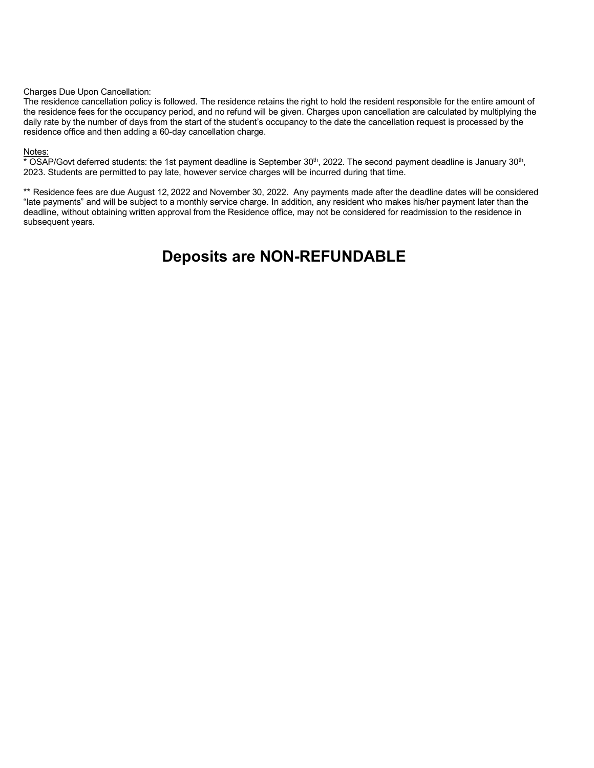Charges Due Upon Cancellation:
The residence cancellation policy is followed. The residence retains the right to hold the resident responsible for the entire amount of the residence fees for the occupancy period, and no refund will be given. Charges upon cancellation are calculated by multiplying the daily rate by the number of days from the start of the student's occupancy to the date the cancellation request is processed by the residence office and then adding a 60-day cancellation charge.

Notes:
* OSAP/Govt deferred students: the 1st payment deadline is September 30th, 2022. The second payment deadline is January 30th, 2023. Students are permitted to pay late, however service charges will be incurred during that time.

** Residence fees are due August 12, 2022 and November 30, 2022. Any payments made after the deadline dates will be considered "late payments" and will be subject to a monthly service charge. In addition, any resident who makes his/her payment later than the deadline, without obtaining written approval from the Residence office, may not be considered for readmission to the residence in subsequent years.

## Deposits are NON-REFUNDABLE